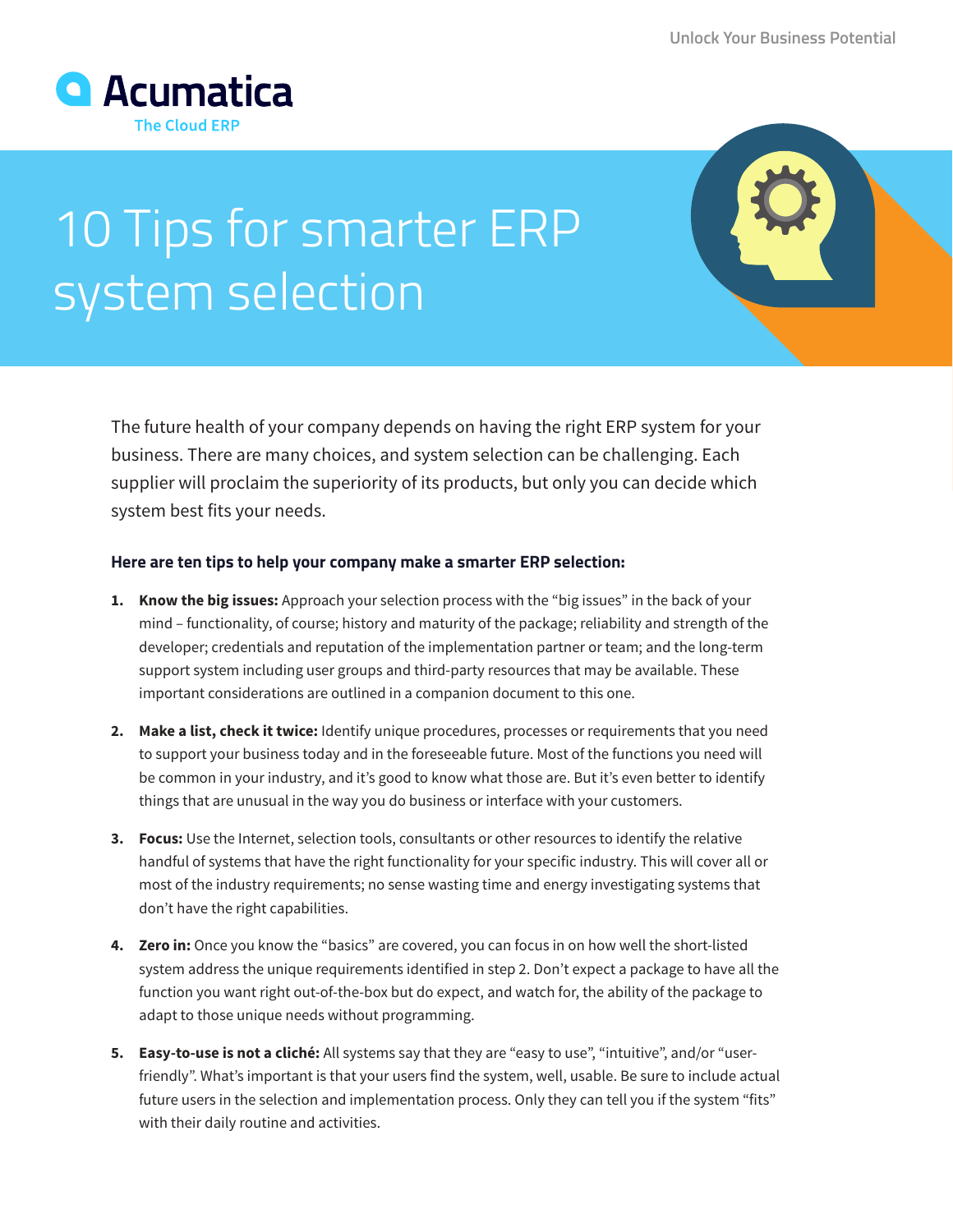Acumatica

The Cloud ERP

# 10 Tips for smarter ERP system selection

The future health of your company depends on having the right ERP system for your business. There are many choices, and system selection can be challenging. Each supplier will proclaim the superiority of its products, but only you can decide which system best fits your needs.

**Here are ten tips to help your company make a smarter ERP selection:**

1. **Know the big issues:** Approach your selection process with the "big issues" in the back of your mind – functionality, of course; history and maturity of the package; reliability and strength of the developer; credentials and reputation of the implementation partner or team; and the long-term support system including user groups and third-party resources that may be available. These important considerations are outlined in a companion document to this one.

2. **Make a list, check it twice:** Identify unique procedures, processes or requirements that you need to support your business today and in the foreseeable future. Most of the functions you need will be common in your industry, and it's good to know what those are. But it's even better to identify things that are unusual in the way you do business or interface with your customers.

3. **Focus:** Use the Internet, selection tools, consultants or other resources to identify the relative handful of systems that have the right functionality for your specific industry. This will cover all or most of the industry requirements; no sense wasting time and energy investigating systems that don't have the right capabilities.

4. **Zero in:** Once you know the "basics" are covered, you can focus in on how well the short-listed system address the unique requirements identified in step 2. Don't expect a package to have all the function you want right out-of-the-box but do expect, and watch for, the ability of the package to adapt to those unique needs without programming.

5. **Easy-to-use is not a cliché:** All systems say that they are "easy to use", "intuitive", and/or "user-friendly". What's important is that your users find the system, well, usable. Be sure to include actual future users in the selection and implementation process. Only they can tell you if the system "fits" with their daily routine and activities.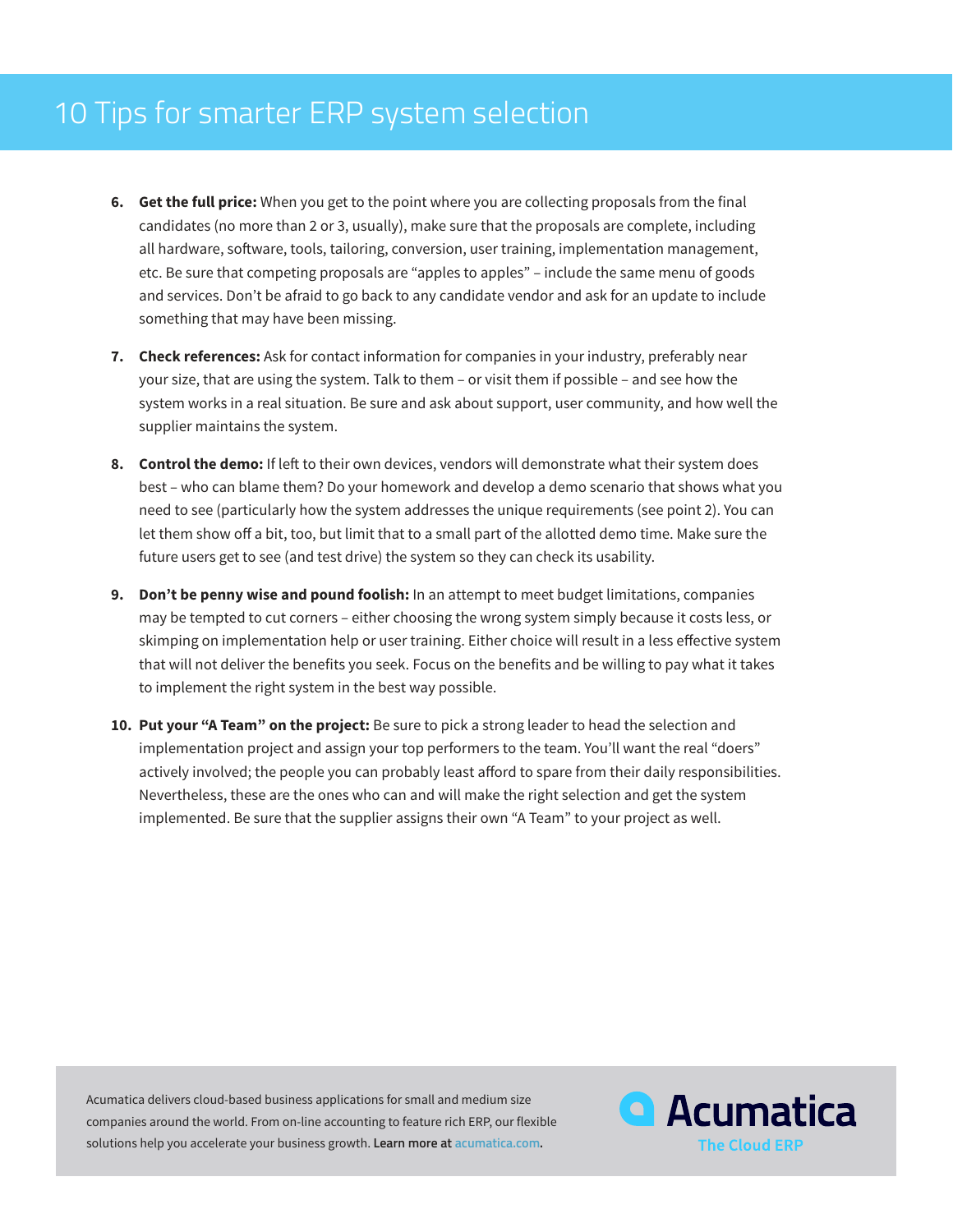# 10 Tips for smarter ERP system selection

6. **Get the full price:** When you get to the point where you are collecting proposals from the final candidates (no more than 2 or 3, usually), make sure that the proposals are complete, including all hardware, software, tools, tailoring, conversion, user training, implementation management, etc. Be sure that competing proposals are "apples to apples" – include the same menu of goods and services. Don't be afraid to go back to any candidate vendor and ask for an update to include something that may have been missing.

7. **Check references:** Ask for contact information for companies in your industry, preferably near your size, that are using the system. Talk to them – or visit them if possible – and see how the system works in a real situation. Be sure and ask about support, user community, and how well the supplier maintains the system.

8. **Control the demo:** If left to their own devices, vendors will demonstrate what their system does best – who can blame them? Do your homework and develop a demo scenario that shows what you need to see (particularly how the system addresses the unique requirements (see point 2). You can let them show off a bit, too, but limit that to a small part of the allotted demo time. Make sure the future users get to see (and test drive) the system so they can check its usability.

9. **Don't be penny wise and pound foolish:** In an attempt to meet budget limitations, companies may be tempted to cut corners – either choosing the wrong system simply because it costs less, or skimping on implementation help or user training. Either choice will result in a less effective system that will not deliver the benefits you seek. Focus on the benefits and be willing to pay what it takes to implement the right system in the best way possible.

10. **Put your "A Team" on the project:** Be sure to pick a strong leader to head the selection and implementation project and assign your top performers to the team. You'll want the real "doers" actively involved; the people you can probably least afford to spare from their daily responsibilities. Nevertheless, these are the ones who can and will make the right selection and get the system implemented. Be sure that the supplier assigns their own "A Team" to your project as well.

Acumatica delivers cloud-based business applications for small and medium size companies around the world. From on-line accounting to feature rich ERP, our flexible solutions help you accelerate your business growth. **Learn more at** acumatica.com.

Acumatica
The Cloud ERP